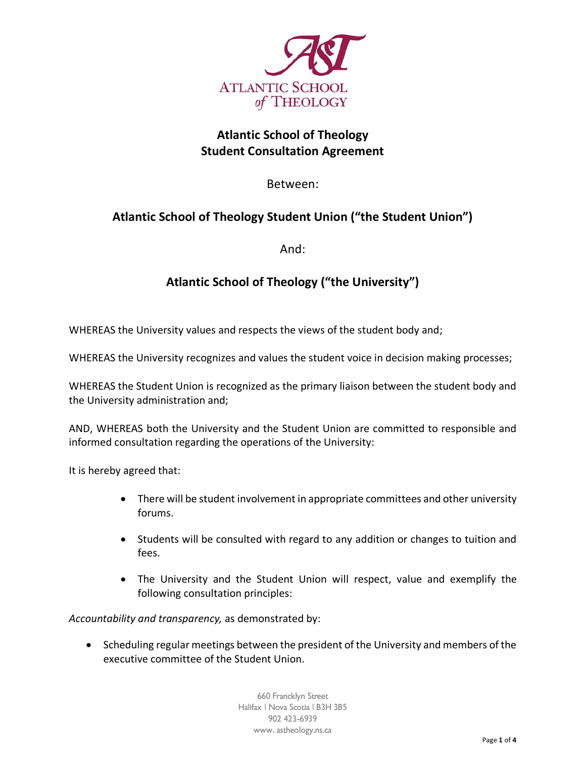# Atlantic School of Theology
# Student Consultation Agreement

Between:

**Atlantic School of Theology Student Union ("the Student Union")**

And:

**Atlantic School of Theology ("the University")**

WHEREAS the University values and respects the views of the student body and;

WHEREAS the University recognizes and values the student voice in decision making processes;

WHEREAS the Student Union is recognized as the primary liaison between the student body and the University administration and;

AND, WHEREAS both the University and the Student Union are committed to responsible and informed consultation regarding the operations of the University:

It is hereby agreed that:

- There will be student involvement in appropriate committees and other university forums.
- Students will be consulted with regard to any addition or changes to tuition and fees.
- The University and the Student Union will respect, value and exemplify the following consultation principles:

*Accountability and transparency,* as demonstrated by:

- Scheduling regular meetings between the president of the University and members of the executive committee of the Student Union.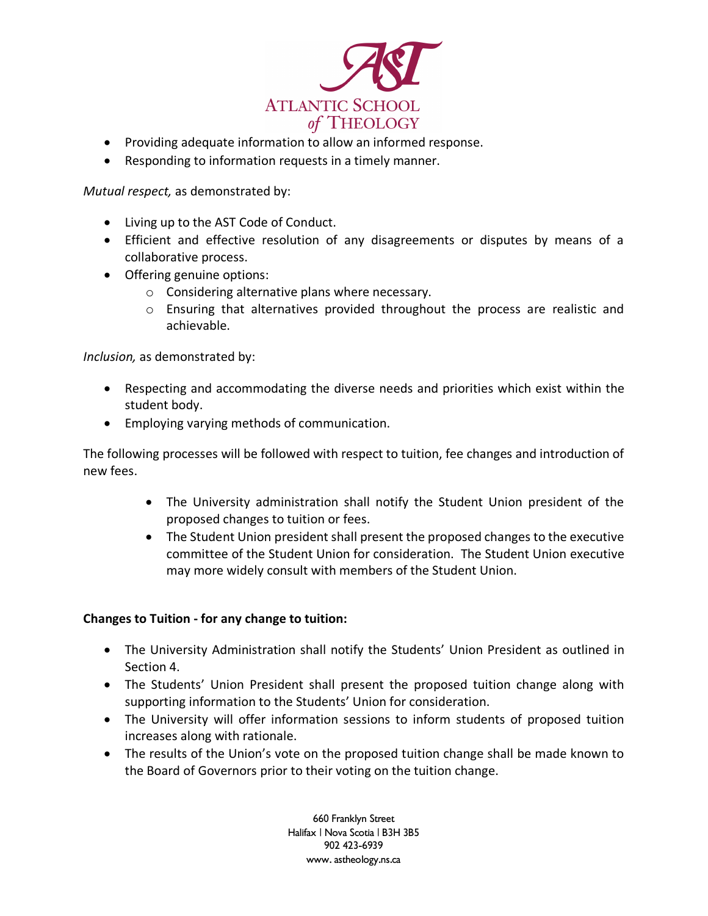- Providing adequate information to allow an informed response.
- Responding to information requests in a timely manner.

*Mutual respect,* as demonstrated by:

- Living up to the AST Code of Conduct.
- Efficient and effective resolution of any disagreements or disputes by means of a collaborative process.
- Offering genuine options:
  - Considering alternative plans where necessary.
  - Ensuring that alternatives provided throughout the process are realistic and achievable.

*Inclusion,* as demonstrated by:

- Respecting and accommodating the diverse needs and priorities which exist within the student body.
- Employing varying methods of communication.

The following processes will be followed with respect to tuition, fee changes and introduction of new fees.

- The University administration shall notify the Student Union president of the proposed changes to tuition or fees.
- The Student Union president shall present the proposed changes to the executive committee of the Student Union for consideration. The Student Union executive may more widely consult with members of the Student Union.

**Changes to Tuition - for any change to tuition:**

- The University Administration shall notify the Students' Union President as outlined in Section 4.
- The Students' Union President shall present the proposed tuition change along with supporting information to the Students' Union for consideration.
- The University will offer information sessions to inform students of proposed tuition increases along with rationale.
- The results of the Union's vote on the proposed tuition change shall be made known to the Board of Governors prior to their voting on the tuition change.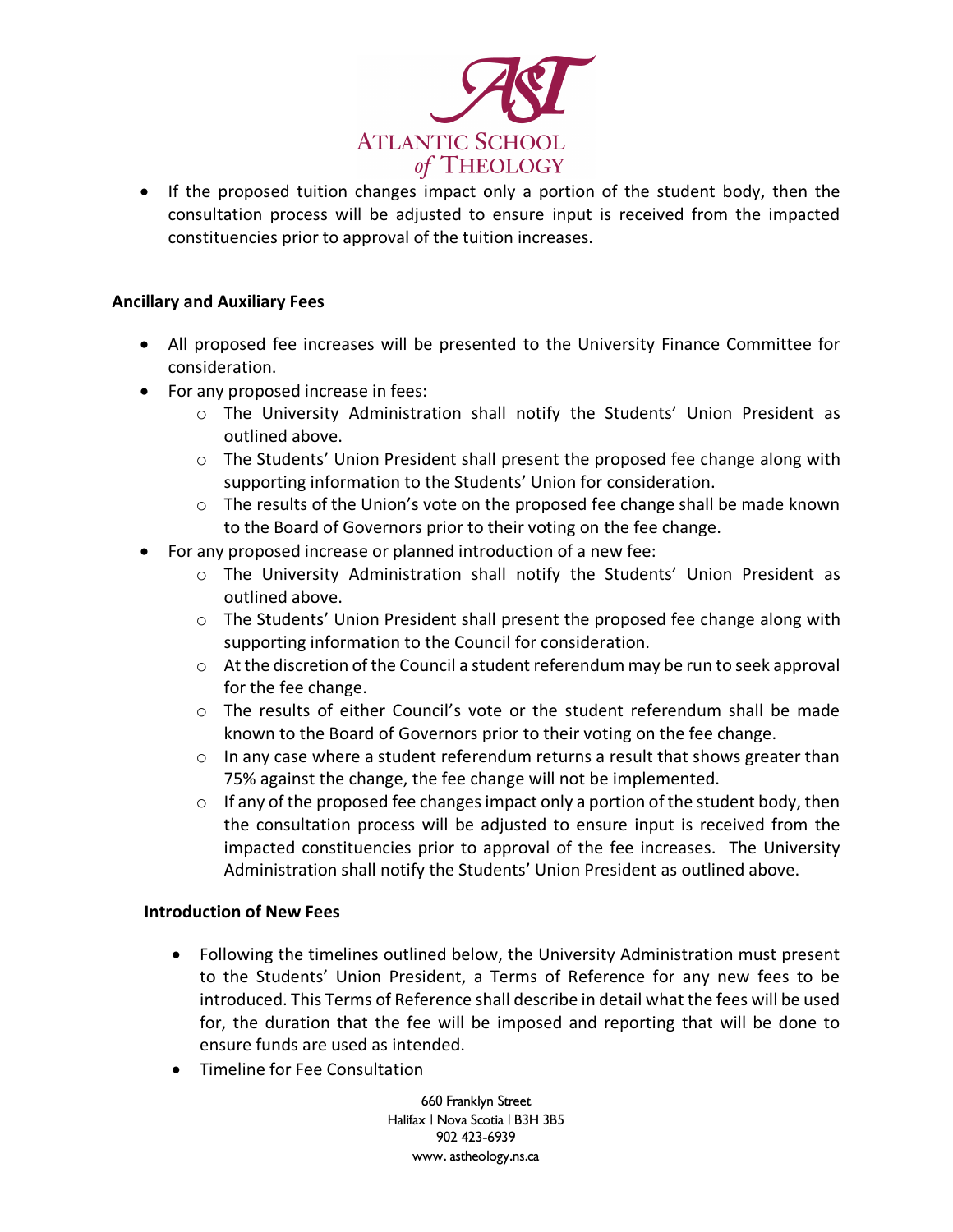- If the proposed tuition changes impact only a portion of the student body, then the consultation process will be adjusted to ensure input is received from the impacted constituencies prior to approval of the tuition increases.

**Ancillary and Auxiliary Fees**

- All proposed fee increases will be presented to the University Finance Committee for consideration.
- For any proposed increase in fees:
    - The University Administration shall notify the Students' Union President as outlined above.
    - The Students' Union President shall present the proposed fee change along with supporting information to the Students' Union for consideration.
    - The results of the Union's vote on the proposed fee change shall be made known to the Board of Governors prior to their voting on the fee change.
- For any proposed increase or planned introduction of a new fee:
    - The University Administration shall notify the Students' Union President as outlined above.
    - The Students' Union President shall present the proposed fee change along with supporting information to the Council for consideration.
    - At the discretion of the Council a student referendum may be run to seek approval for the fee change.
    - The results of either Council's vote or the student referendum shall be made known to the Board of Governors prior to their voting on the fee change.
    - In any case where a student referendum returns a result that shows greater than 75% against the change, the fee change will not be implemented.
    - If any of the proposed fee changes impact only a portion of the student body, then the consultation process will be adjusted to ensure input is received from the impacted constituencies prior to approval of the fee increases. The University Administration shall notify the Students' Union President as outlined above.

**Introduction of New Fees**

- Following the timelines outlined below, the University Administration must present to the Students' Union President, a Terms of Reference for any new fees to be introduced. This Terms of Reference shall describe in detail what the fees will be used for, the duration that the fee will be imposed and reporting that will be done to ensure funds are used as intended.
- Timeline for Fee Consultation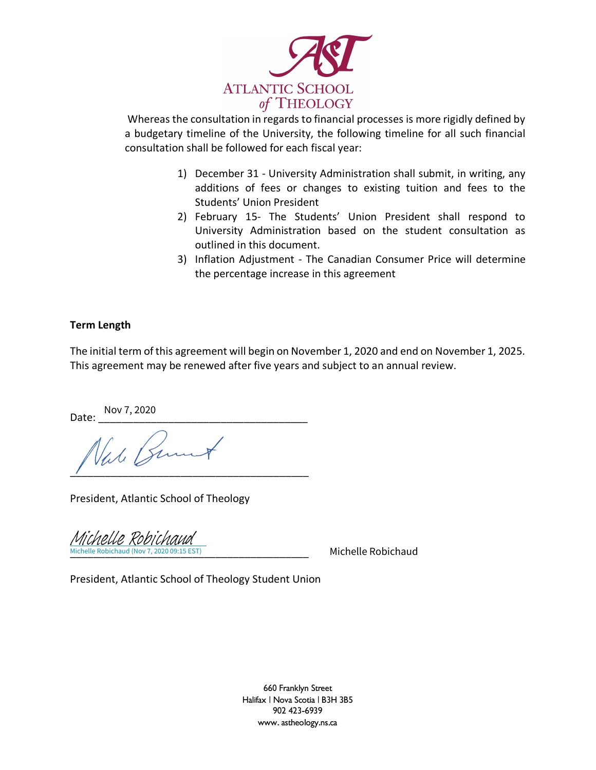Whereas the consultation in regards to financial processes is more rigidly defined by a budgetary timeline of the University, the following timeline for all such financial consultation shall be followed for each fiscal year:

1) December 31 - University Administration shall submit, in writing, any additions of fees or changes to existing tuition and fees to the Students' Union President
2) February 15- The Students' Union President shall respond to University Administration based on the student consultation as outlined in this document.
3) Inflation Adjustment - The Canadian Consumer Price will determine the percentage increase in this agreement

**Term Length**

The initial term of this agreement will begin on November 1, 2020 and end on November 1, 2025. This agreement may be renewed after five years and subject to an annual review.

Date: Nov 7, 2020

\_\_\_\_\_\_\_\_\_\_\_\_\_\_\_\_\_\_\_\_\_\_\_\_\_\_\_\_\_\_\_\_\_\_\_\_\_\_\_\_

President, Atlantic School of Theology

Michelle Robichaud
Michelle Robichaud (Nov 7, 2020 09:15 EST)

Michelle Robichaud

President, Atlantic School of Theology Student Union

660 Franklyn Street
Halifax | Nova Scotia | B3H 3B5
902 423-6939
www. astheology.ns.ca